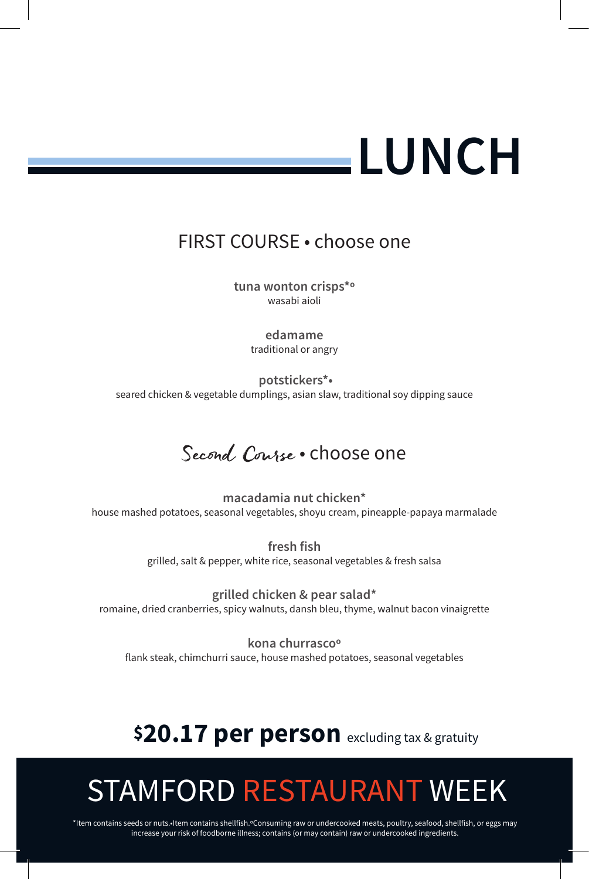# LUNCH

## FIRST COURSE • choose one

**tuna wonton crisps*º**
wasabi aioli

**edamame**
traditional or angry

**potstickers*•**
seared chicken & vegetable dumplings, asian slaw, traditional soy dipping sauce

## Second Course • choose one

**macadamia nut chicken***
house mashed potatoes, seasonal vegetables, shoyu cream, pineapple-papaya marmalade

**fresh fish**
grilled, salt & pepper, white rice, seasonal vegetables & fresh salsa

**grilled chicken & pear salad***
romaine, dried cranberries, spicy walnuts, dansh bleu, thyme, walnut bacon vinaigrette

**kona churrascoº**
flank steak, chimchurri sauce, house mashed potatoes, seasonal vegetables

**$20.17 per person** excluding tax & gratuity

# STAMFORD RESTAURANT WEEK

*Item contains seeds or nuts.•Item contains shellfish.ºConsuming raw or undercooked meats, poultry, seafood, shellfish, or eggs may increase your risk of foodborne illness; contains (or may contain) raw or undercooked ingredients.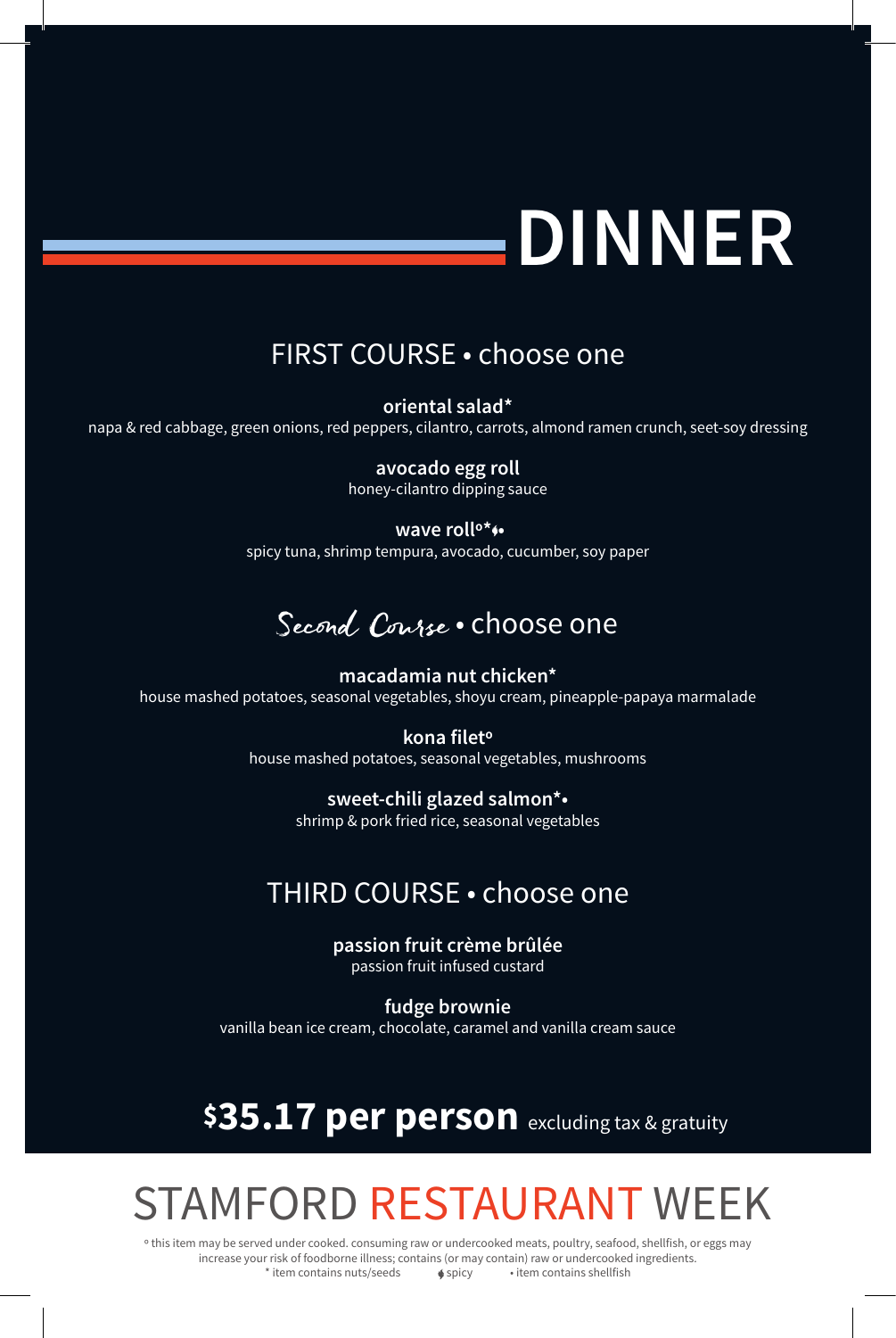# DINNER

## FIRST COURSE • choose one

**oriental salad***
napa & red cabbage, green onions, red peppers, cilantro, carrots, almond ramen crunch, seet-soy dressing

**avocado egg roll**
honey-cilantro dipping sauce

**wave rollº*🌢•**
spicy tuna, shrimp tempura, avocado, cucumber, soy paper

## Second Course • choose one

**macadamia nut chicken***
house mashed potatoes, seasonal vegetables, shoyu cream, pineapple-papaya marmalade

**kona filetº**
house mashed potatoes, seasonal vegetables, mushrooms

**sweet-chili glazed salmon*•**
shrimp & pork fried rice, seasonal vegetables

## THIRD COURSE • choose one

**passion fruit crème brûlée**
passion fruit infused custard

**fudge brownie**
vanilla bean ice cream, chocolate, caramel and vanilla cream sauce

**$35.17 per person** excluding tax & gratuity

# STAMFORD RESTAURANT WEEK

º this item may be served under cooked. consuming raw or undercooked meats, poultry, seafood, shellfish, or eggs may increase your risk of foodborne illness; contains (or may contain) raw or undercooked ingredients.
* item contains nuts/seeds 🌢 spicy • item contains shellfish